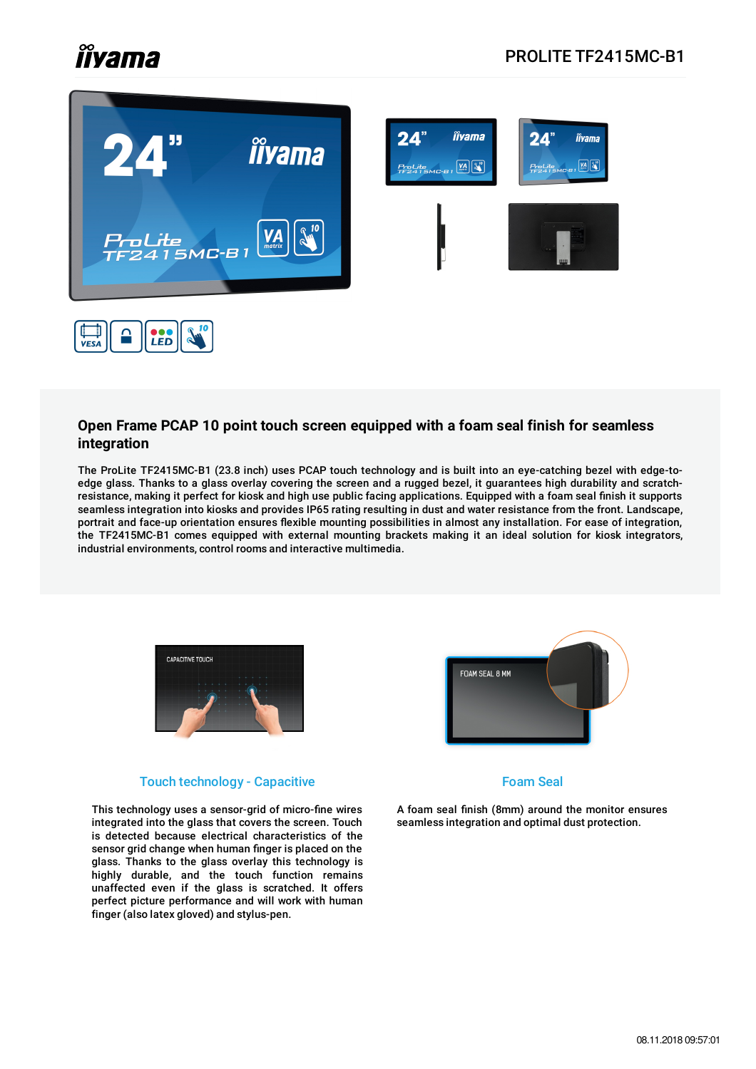# PROLITE TF2415MC-B1

## Open Frame PCAP 10 point touch screen equipped with a foam seal finish for seamless integration

The ProLite TF2415MC-B1 (23.8 inch) uses PCAP touch technology and is built into an eye-catching bezel with edge-to-edge glass. Thanks to a glass overlay covering the screen and a rugged bezel, it guarantees high durability and scratch-resistance, making it perfect for kiosk and high use public facing applications. Equipped with a foam seal finish it supports seamless integration into kiosks and provides IP65 rating resulting in dust and water resistance from the front. Landscape, portrait and face-up orientation ensures flexible mounting possibilities in almost any installation. For ease of integration, the TF2415MC-B1 comes equipped with external mounting brackets making it an ideal solution for kiosk integrators, industrial environments, control rooms and interactive multimedia.

### Touch technology - Capacitive

This technology uses a sensor-grid of micro-fine wires integrated into the glass that covers the screen. Touch is detected because electrical characteristics of the sensor grid change when human finger is placed on the glass. Thanks to the glass overlay this technology is highly durable, and the touch function remains unaffected even if the glass is scratched. It offers perfect picture performance and will work with human finger (also latex gloved) and stylus-pen.

### Foam Seal

A foam seal finish (8mm) around the monitor ensures seamless integration and optimal dust protection.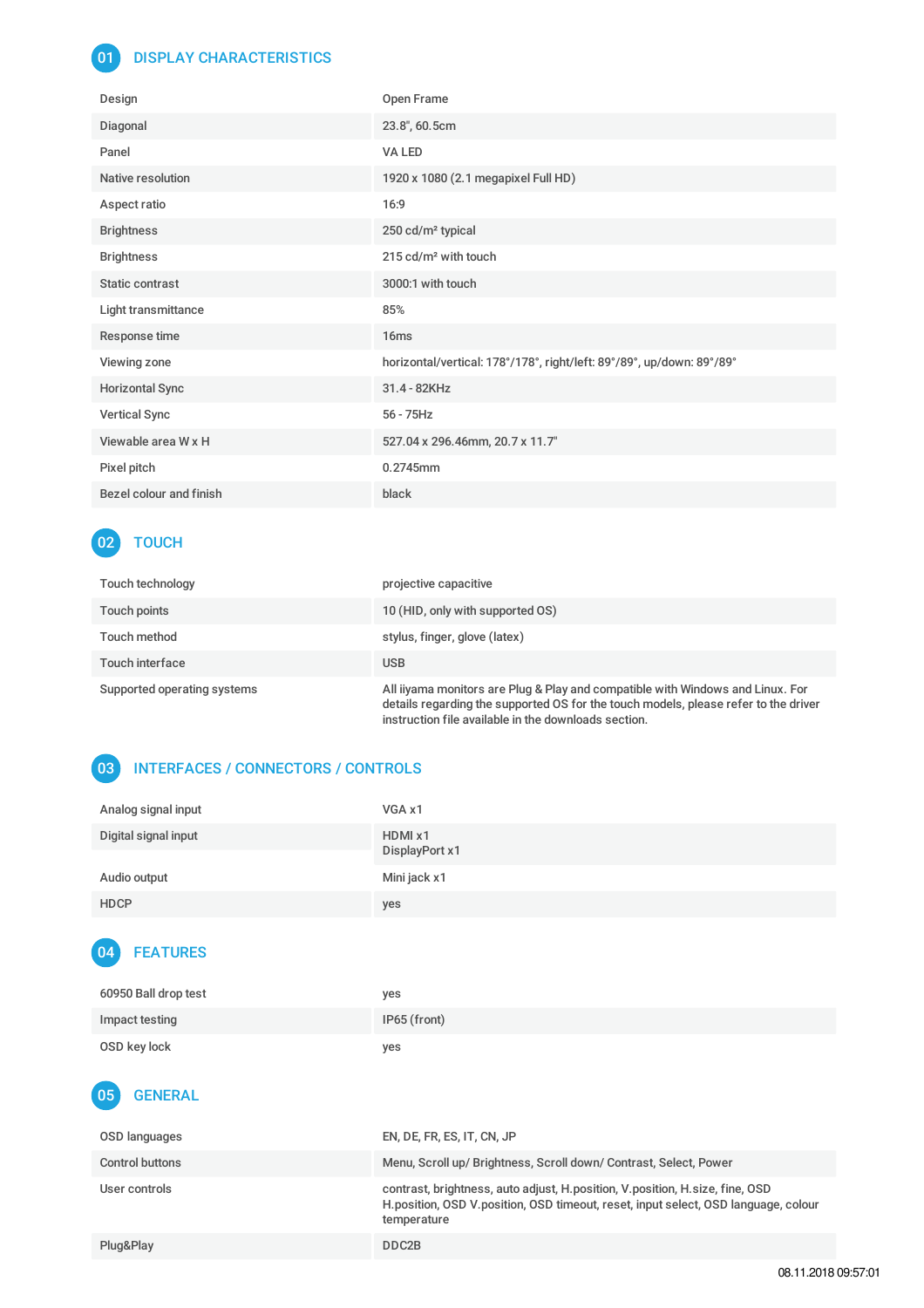## 01 DISPLAY CHARACTERISTICS

| | |
|---|---|
| Design | Open Frame |
| Diagonal | 23.8", 60.5cm |
| Panel | VA LED |
| Native resolution | 1920 x 1080 (2.1 megapixel Full HD) |
| Aspect ratio | 16:9 |
| Brightness | 250 cd/m² typical |
| Brightness | 215 cd/m² with touch |
| Static contrast | 3000:1 with touch |
| Light transmittance | 85% |
| Response time | 16ms |
| Viewing zone | horizontal/vertical: 178°/178°, right/left: 89°/89°, up/down: 89°/89° |
| Horizontal Sync | 31.4 - 82KHz |
| Vertical Sync | 56 - 75Hz |
| Viewable area W x H | 527.04 x 296.46mm, 20.7 x 11.7" |
| Pixel pitch | 0.2745mm |
| Bezel colour and finish | black |

## 02 TOUCH

| | |
|---|---|
| Touch technology | projective capacitive |
| Touch points | 10 (HID, only with supported OS) |
| Touch method | stylus, finger, glove (latex) |
| Touch interface | USB |
| Supported operating systems | All iiyama monitors are Plug & Play and compatible with Windows and Linux. For details regarding the supported OS for the touch models, please refer to the driver instruction file available in the downloads section. |

## 03 INTERFACES / CONNECTORS / CONTROLS

| | |
|---|---|
| Analog signal input | VGA x1 |
| Digital signal input | HDMI x1<br>DisplayPort x1 |
| Audio output | Mini jack x1 |
| HDCP | yes |

## 04 FEATURES

| | |
|---|---|
| 60950 Ball drop test | yes |
| Impact testing | IP65 (front) |
| OSD key lock | yes |

## 05 GENERAL

| | |
|---|---|
| OSD languages | EN, DE, FR, ES, IT, CN, JP |
| Control buttons | Menu, Scroll up/ Brightness, Scroll down/ Contrast, Select, Power |
| User controls | contrast, brightness, auto adjust, H.position, V.position, H.size, fine, OSD H.position, OSD V.position, OSD timeout, reset, input select, OSD language, colour temperature |
| Plug&Play | DDC2B |

08.11.2018 09:57:01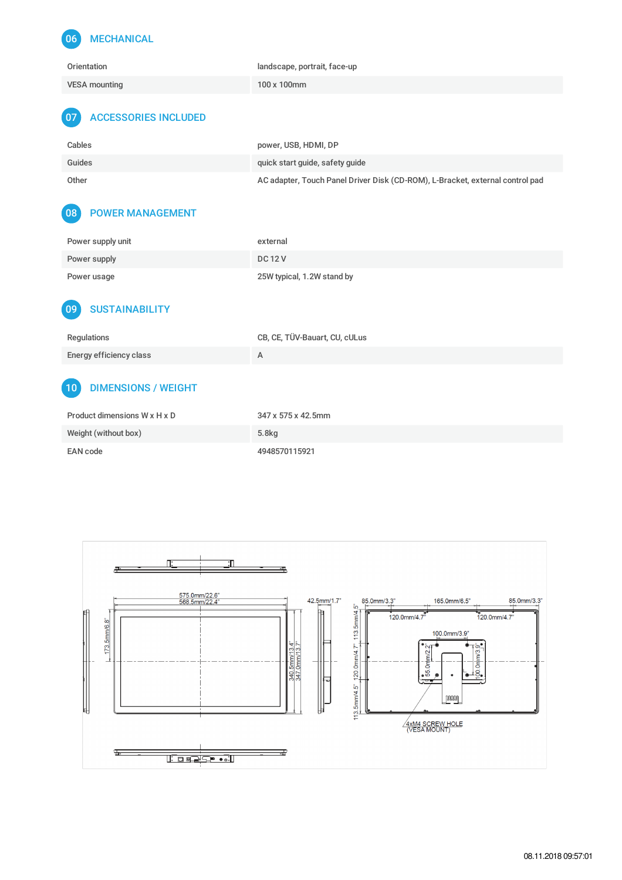## 06 MECHANICAL

| | |
|---|---|
| Orientation | landscape, portrait, face-up |
| VESA mounting | 100 x 100mm |

## 07 ACCESSORIES INCLUDED

| | |
|---|---|
| Cables | power, USB, HDMI, DP |
| Guides | quick start guide, safety guide |
| Other | AC adapter, Touch Panel Driver Disk (CD-ROM), L-Bracket, external control pad |

## 08 POWER MANAGEMENT

| | |
|---|---|
| Power supply unit | external |
| Power supply | DC 12 V |
| Power usage | 25W typical, 1.2W stand by |

## 09 SUSTAINABILITY

| | |
|---|---|
| Regulations | CB, CE, TÜV-Bauart, CU, cULus |
| Energy efficiency class | A |

## 10 DIMENSIONS / WEIGHT

| | |
|---|---|
| Product dimensions W x H x D | 347 x 575 x 42.5mm |
| Weight (without box) | 5.8kg |
| EAN code | 4948570115921 |

575.0mm/22.6"
568.5mm/22.4"
42.5mm/1.7"
173.5mm/6.8"
340.5mm/13.4"
347.0mm/13.7"
85.0mm/3.3"
165.0mm/6.5"
85.0mm/3.3"
120.0mm/4.7"
120.0mm/4.7"
100.0mm/3.9"
113.5mm/4.5"
120.0mm/4.7"
113.5mm/4.5"
55.0mm/2.2"
100.0mm/3.9"
4xM4 SCREW HOLE (VESA MOUNT)

08.11.2018 09:57:01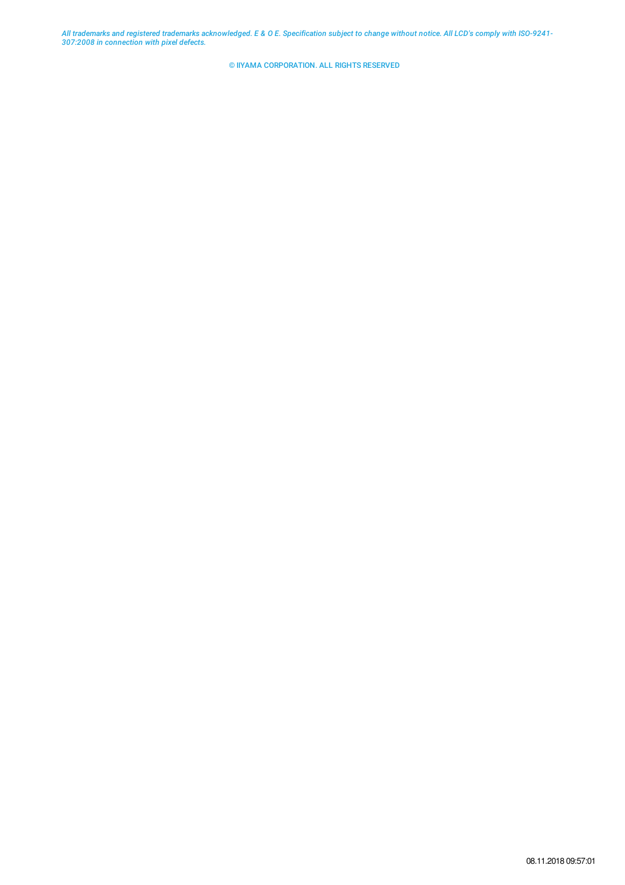*All trademarks and registered trademarks acknowledged. E & O E. Specification subject to change without notice. All LCD's comply with ISO-9241-307:2008 in connection with pixel defects.*

© IIYAMA CORPORATION. ALL RIGHTS RESERVED

08.11.2018 09:57:01